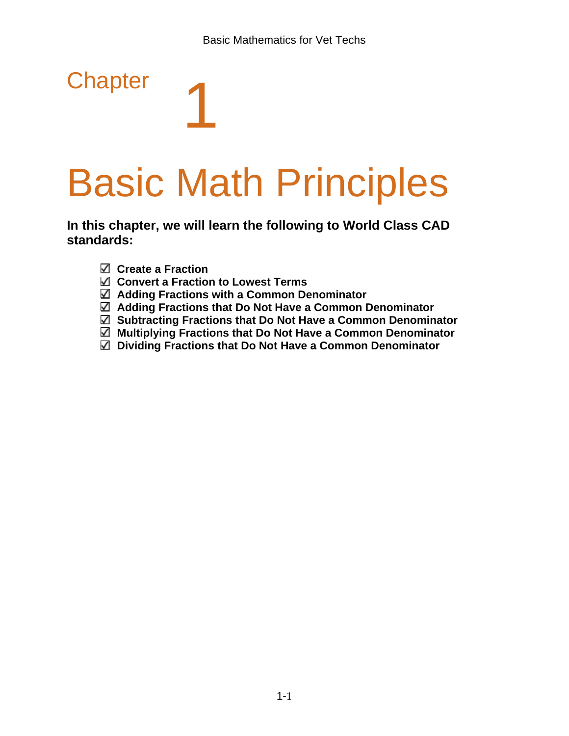# Chapter 1

# Basic Math Principles

**In this chapter, we will learn the following to World Class CAD standards:**

- ☑ **Create a Fraction**
- ☑ **Convert a Fraction to Lowest Terms**
- ☑ **Adding Fractions with a Common Denominator**
- ☑ **Adding Fractions that Do Not Have a Common Denominator**
- ☑ **Subtracting Fractions that Do Not Have a Common Denominator**
- ☑ **Multiplying Fractions that Do Not Have a Common Denominator**
- ☑ **Dividing Fractions that Do Not Have a Common Denominator**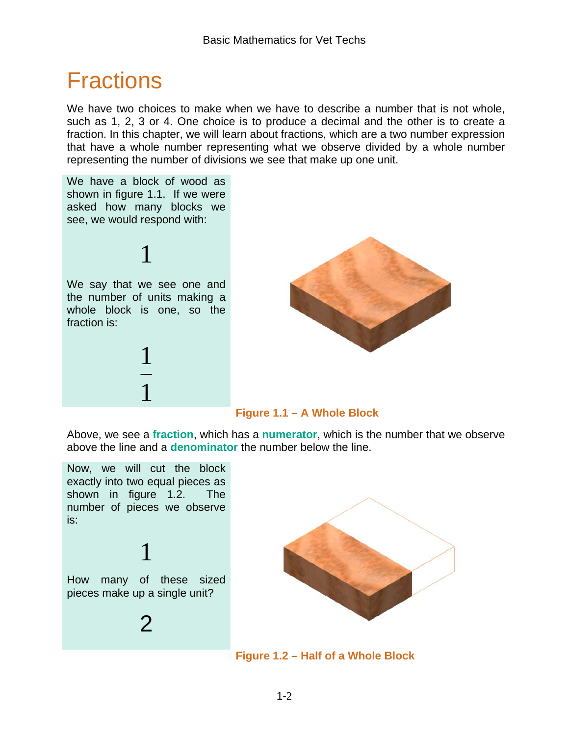# Fractions

We have two choices to make when we have to describe a number that is not whole, such as 1, 2, 3 or 4. One choice is to produce a decimal and the other is to create a fraction. In this chapter, we will learn about fractions, which are a two number expression that have a whole number representing what we observe divided by a whole number representing the number of divisions we see that make up one unit.

We have a block of wood as shown in figure 1.1. If we were asked how many blocks we see, we would respond with:

$$1$$

We say that we see one and the number of units making a whole block is one, so the fraction is:

$$\frac{1}{1}$$

**Figure 1.1 – A Whole Block**

Above, we see a **fraction**, which has a **numerator**, which is the number that we observe above the line and a **denominator** the number below the line.

Now, we will cut the block exactly into two equal pieces as shown in figure 1.2. The number of pieces we observe is:

$$1$$

How many of these sized pieces make up a single unit?

$$2$$

**Figure 1.2 – Half of a Whole Block**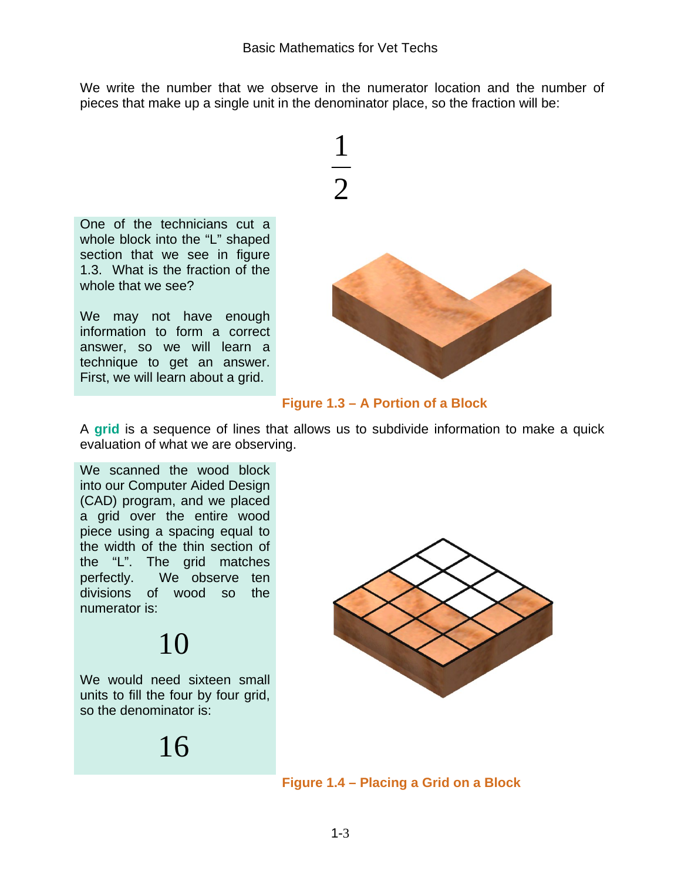We write the number that we observe in the numerator location and the number of pieces that make up a single unit in the denominator place, so the fraction will be:

$$\frac{1}{2}$$

One of the technicians cut a whole block into the "L" shaped section that we see in figure 1.3. What is the fraction of the whole that we see?

We may not have enough information to form a correct answer, so we will learn a technique to get an answer. First, we will learn about a grid.

**Figure 1.3 – A Portion of a Block**

A **grid** is a sequence of lines that allows us to subdivide information to make a quick evaluation of what we are observing.

We scanned the wood block into our Computer Aided Design (CAD) program, and we placed a grid over the entire wood piece using a spacing equal to the width of the thin section of the "L". The grid matches perfectly. We observe ten divisions of wood so the numerator is:

$$10$$

We would need sixteen small units to fill the four by four grid, so the denominator is:

$$16$$

**Figure 1.4 – Placing a Grid on a Block**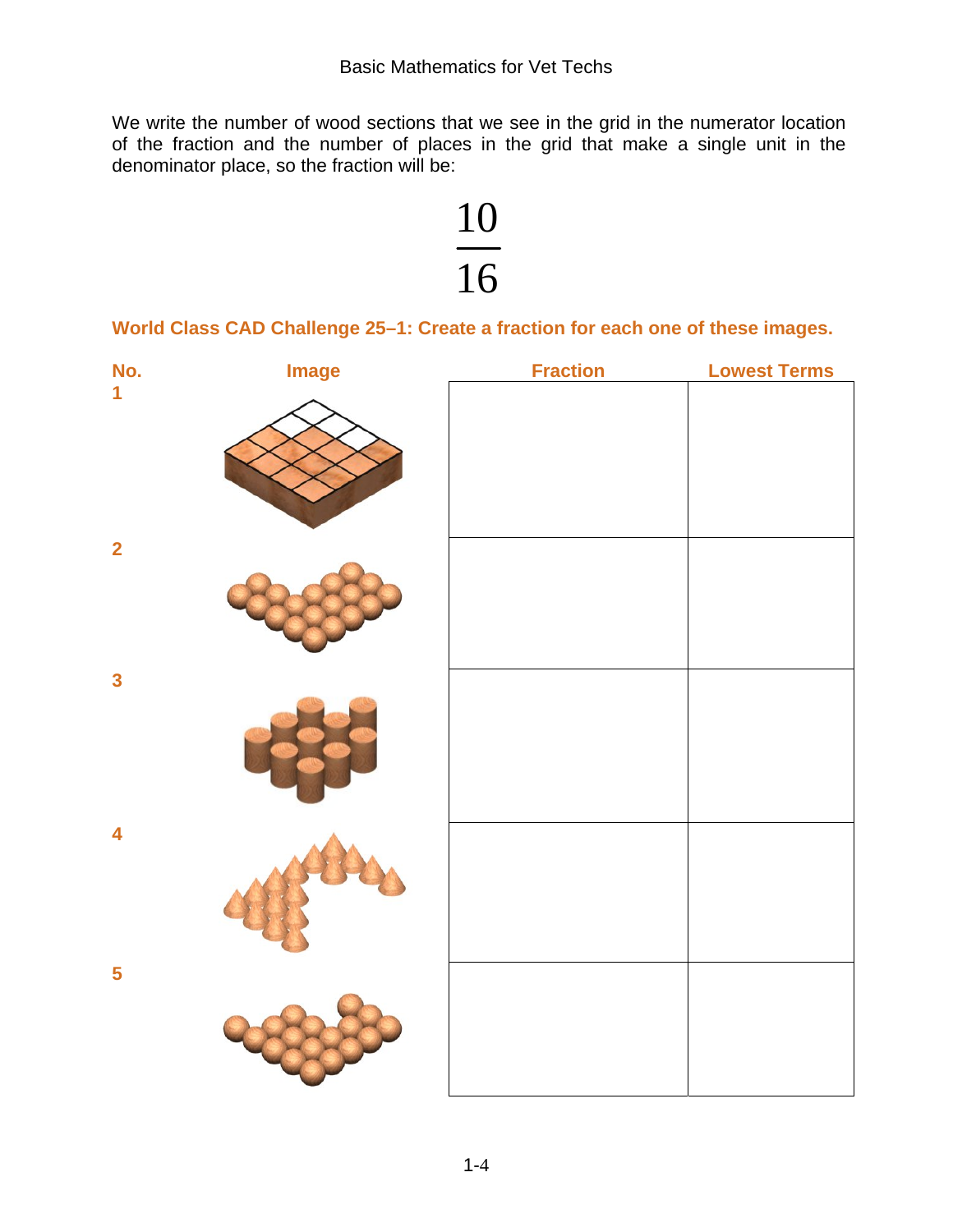We write the number of wood sections that we see in the grid in the numerator location of the fraction and the number of places in the grid that make a single unit in the denominator place, so the fraction will be:

$$\frac{10}{16}$$

**World Class CAD Challenge 25–1: Create a fraction for each one of these images.**

| No. | Image | Fraction | Lowest Terms |
|---|---|---|---|
| 1 | | | |
| 2 | | | |
| 3 | | | |
| 4 | | | |
| 5 | | | |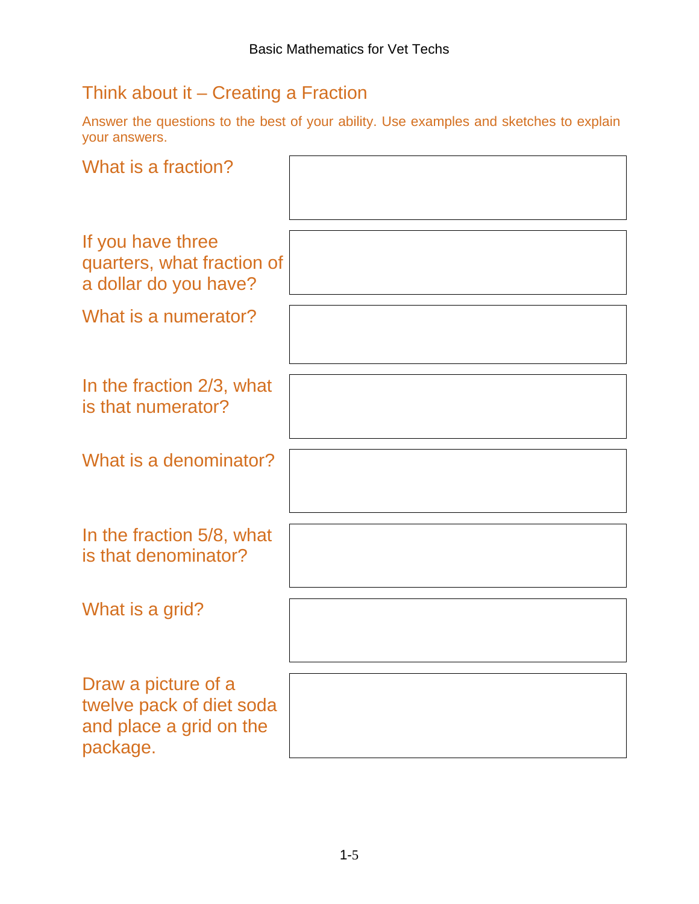## Think about it – Creating a Fraction

Answer the questions to the best of your ability. Use examples and sketches to explain your answers.

| Question | Answer |
| --- | --- |
| What is a fraction? | |
| If you have three quarters, what fraction of a dollar do you have? | |
| What is a numerator? | |
| In the fraction 2/3, what is that numerator? | |
| What is a denominator? | |
| In the fraction 5/8, what is that denominator? | |
| What is a grid? | |
| Draw a picture of a twelve pack of diet soda and place a grid on the package. | |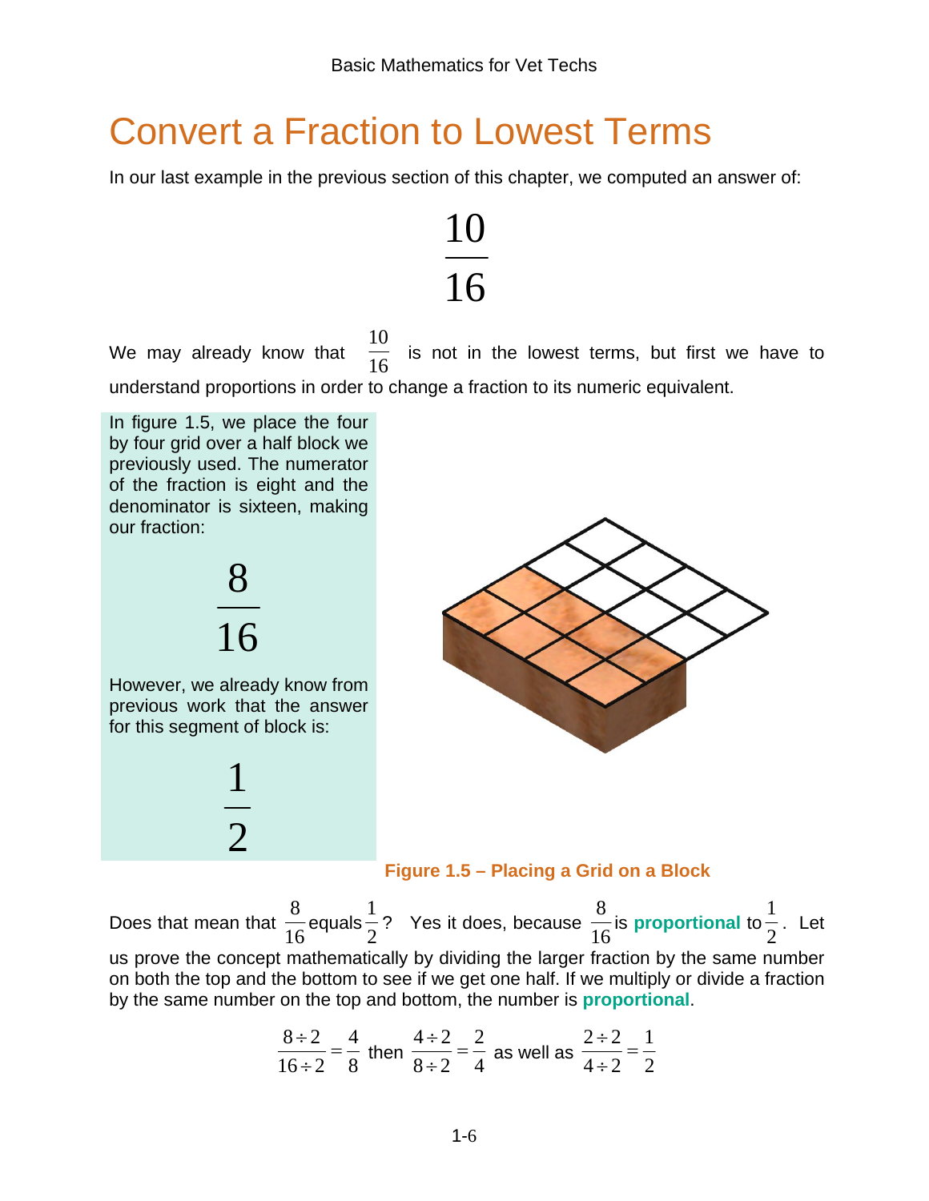# Convert a Fraction to Lowest Terms

In our last example in the previous section of this chapter, we computed an answer of:

$$\frac{10}{16}$$

We may already know that $\frac{10}{16}$ is not in the lowest terms, but first we have to understand proportions in order to change a fraction to its numeric equivalent.

In figure 1.5, we place the four by four grid over a half block we previously used. The numerator of the fraction is eight and the denominator is sixteen, making our fraction:

$$\frac{8}{16}$$

However, we already know from previous work that the answer for this segment of block is:

$$\frac{1}{2}$$

**Figure 1.5 – Placing a Grid on a Block**

Does that mean that $\frac{8}{16}$ equals $\frac{1}{2}$? Yes it does, because $\frac{8}{16}$ is **proportional** to $\frac{1}{2}$. Let us prove the concept mathematically by dividing the larger fraction by the same number on both the top and the bottom to see if we get one half. If we multiply or divide a fraction by the same number on the top and bottom, the number is **proportional**.

$$\frac{8 \div 2}{16 \div 2} = \frac{4}{8} \text{ then } \frac{4 \div 2}{8 \div 2} = \frac{2}{4} \text{ as well as } \frac{2 \div 2}{4 \div 2} = \frac{1}{2}$$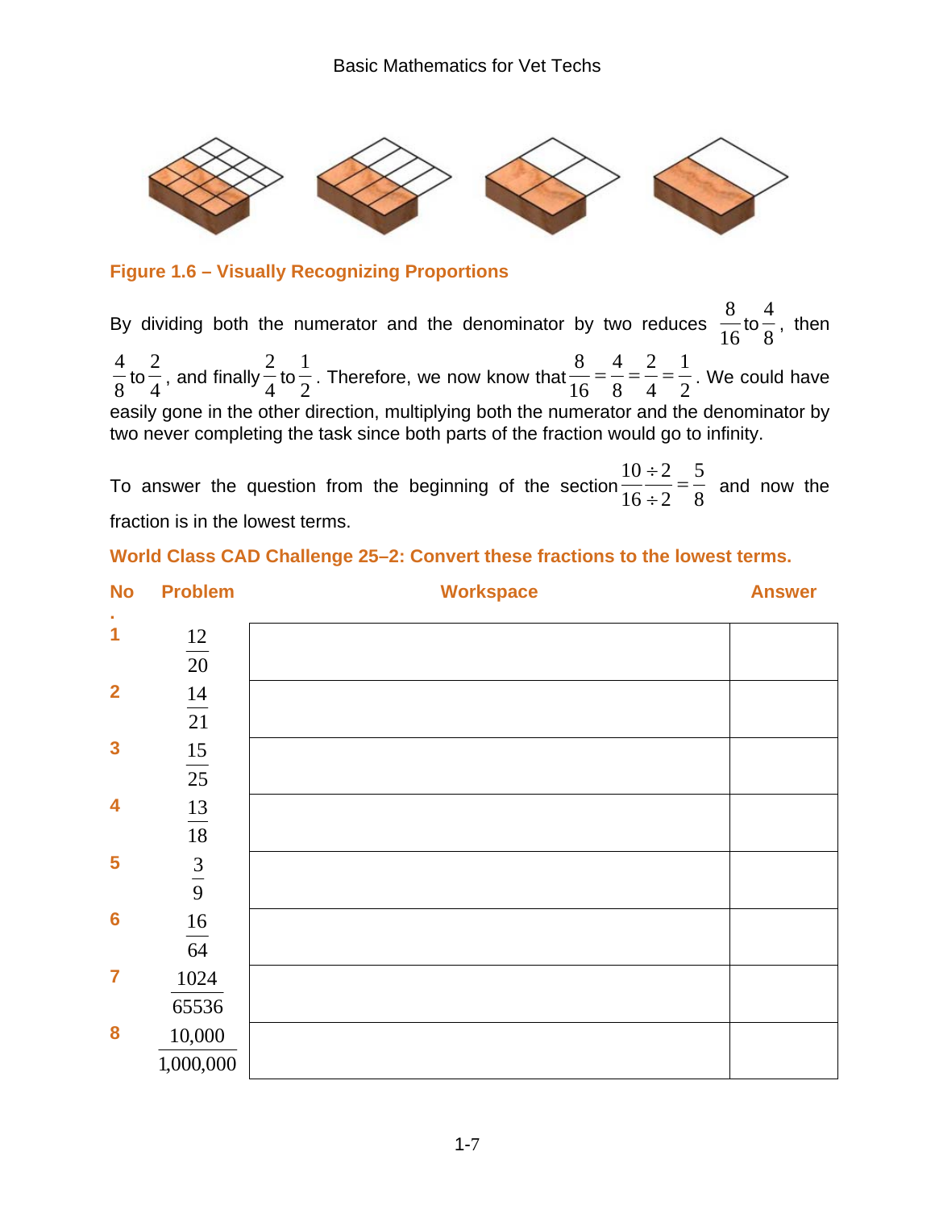**Figure 1.6 – Visually Recognizing Proportions**

By dividing both the numerator and the denominator by two reduces $\frac{8}{16}$ to $\frac{4}{8}$, then $\frac{4}{8}$ to $\frac{2}{4}$, and finally $\frac{2}{4}$ to $\frac{1}{2}$. Therefore, we now know that $\frac{8}{16} = \frac{4}{8} = \frac{2}{4} = \frac{1}{2}$. We could have easily gone in the other direction, multiplying both the numerator and the denominator by two never completing the task since both parts of the fraction would go to infinity.

To answer the question from the beginning of the section $\frac{10 \div 2}{16 \div 2} = \frac{5}{8}$ and now the fraction is in the lowest terms.

**World Class CAD Challenge 25–2: Convert these fractions to the lowest terms.**

| No. | Problem | Workspace | Answer |
|---|---|---|---|
| 1 | $\frac{12}{20}$ | | |
| 2 | $\frac{14}{21}$ | | |
| 3 | $\frac{15}{25}$ | | |
| 4 | $\frac{13}{18}$ | | |
| 5 | $\frac{3}{9}$ | | |
| 6 | $\frac{16}{64}$ | | |
| 7 | $\frac{1024}{65536}$ | | |
| 8 | $\frac{10{,}000}{1{,}000{,}000}$ | | |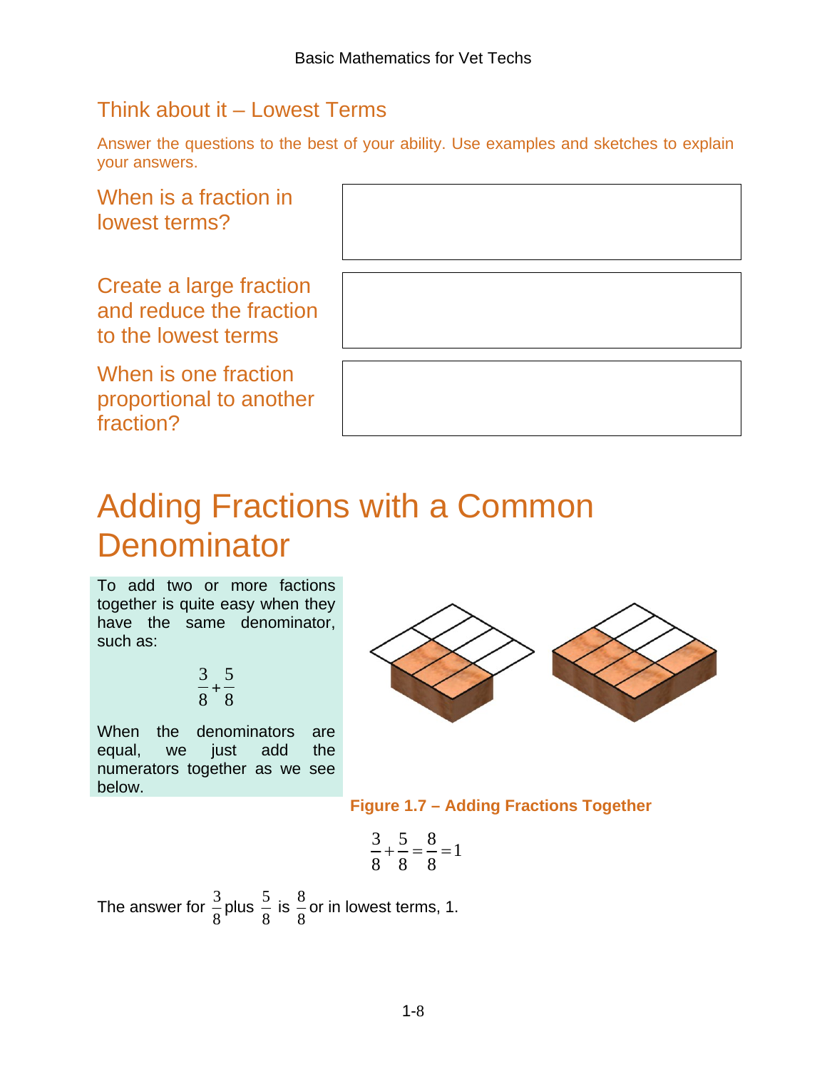## Think about it – Lowest Terms

Answer the questions to the best of your ability. Use examples and sketches to explain your answers.

| | |
|---|---|
| When is a fraction in lowest terms? | |
| Create a large fraction and reduce the fraction to the lowest terms | |
| When is one fraction proportional to another fraction? | |

# Adding Fractions with a Common Denominator

To add two or more factions together is quite easy when they have the same denominator, such as:

$$\frac{3}{8}+\frac{5}{8}$$

When the denominators are equal, we just add the numerators together as we see below.

**Figure 1.7 – Adding Fractions Together**

$$\frac{3}{8}+\frac{5}{8}=\frac{8}{8}=1$$

The answer for $\frac{3}{8}$ plus $\frac{5}{8}$ is $\frac{8}{8}$ or in lowest terms, 1.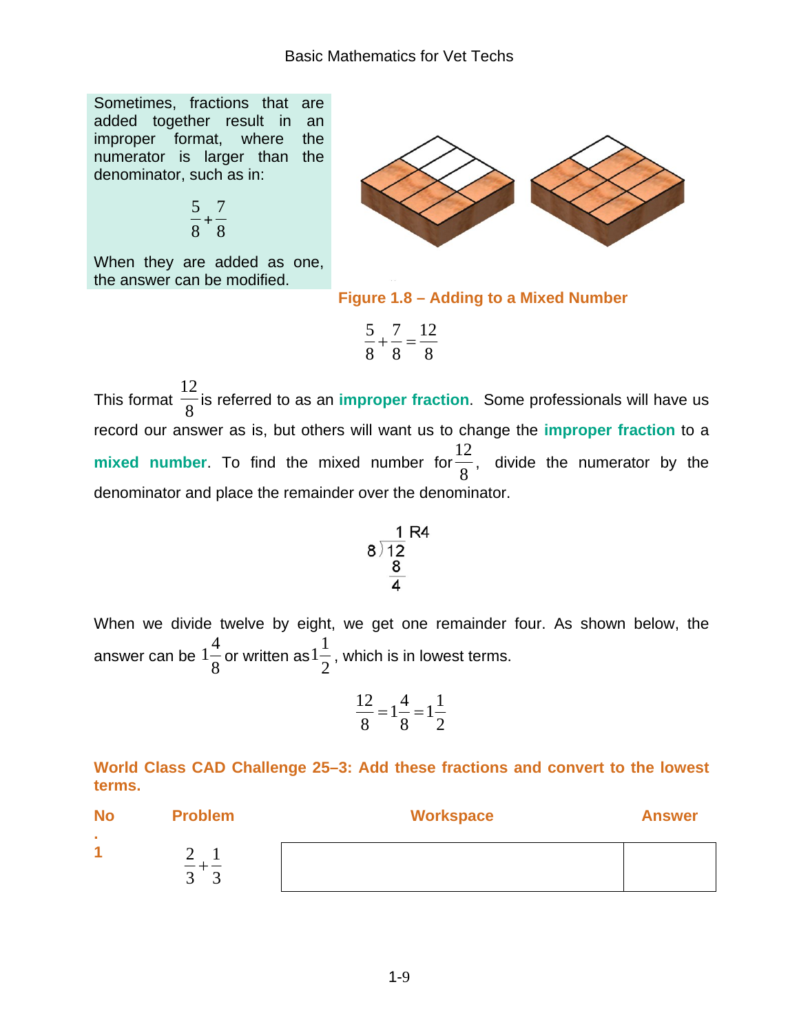Sometimes, fractions that are added together result in an improper format, where the numerator is larger than the denominator, such as in:

$$\frac{5}{8}+\frac{7}{8}$$

When they are added as one, the answer can be modified.

**Figure 1.8 – Adding to a Mixed Number**

$$\frac{5}{8}+\frac{7}{8}=\frac{12}{8}$$

This format $\frac{12}{8}$ is referred to as an **improper fraction**. Some professionals will have us record our answer as is, but others will want us to change the **improper fraction** to a **mixed number**. To find the mixed number for $\frac{12}{8}$, divide the numerator by the denominator and place the remainder over the denominator.

$$\begin{array}{r} 1 \text{ R4} \\ 8\overline{)12} \\ \underline{8} \\ 4 \end{array}$$

When we divide twelve by eight, we get one remainder four. As shown below, the answer can be $1\frac{4}{8}$ or written as $1\frac{1}{2}$, which is in lowest terms.

$$\frac{12}{8}=1\frac{4}{8}=1\frac{1}{2}$$

**World Class CAD Challenge 25–3: Add these fractions and convert to the lowest terms.**

| No. | Problem | Workspace | Answer |
|---|---|---|---|
| 1 | $\frac{2}{3}+\frac{1}{3}$ | | |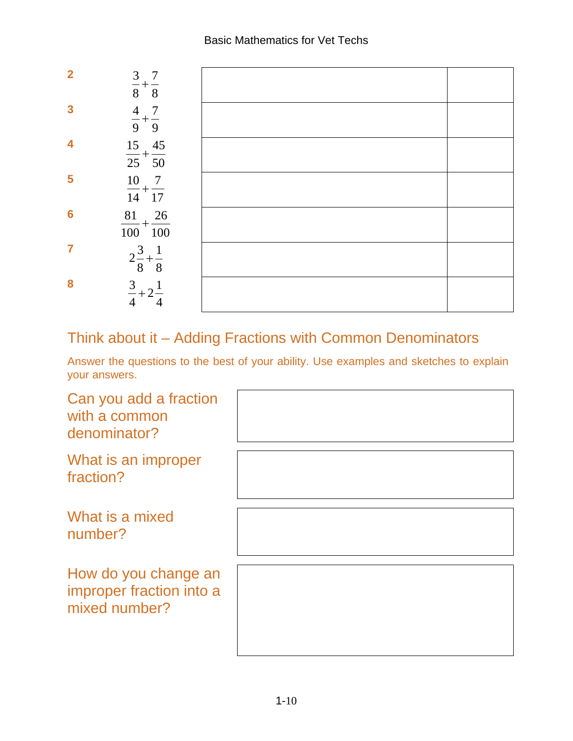| | | | |
|---|---|---|---|
| 2 | $\frac{3}{8}+\frac{7}{8}$ | | |
| 3 | $\frac{4}{9}+\frac{7}{9}$ | | |
| 4 | $\frac{15}{25}+\frac{45}{50}$ | | |
| 5 | $\frac{10}{14}+\frac{7}{17}$ | | |
| 6 | $\frac{81}{100}+\frac{26}{100}$ | | |
| 7 | $2\frac{3}{8}+\frac{1}{8}$ | | |
| 8 | $\frac{3}{4}+2\frac{1}{4}$ | | |

## Think about it – Adding Fractions with Common Denominators

Answer the questions to the best of your ability. Use examples and sketches to explain your answers.

| | |
|---|---|
| Can you add a fraction with a common denominator? | |
| What is an improper fraction? | |
| What is a mixed number? | |
| How do you change an improper fraction into a mixed number? | |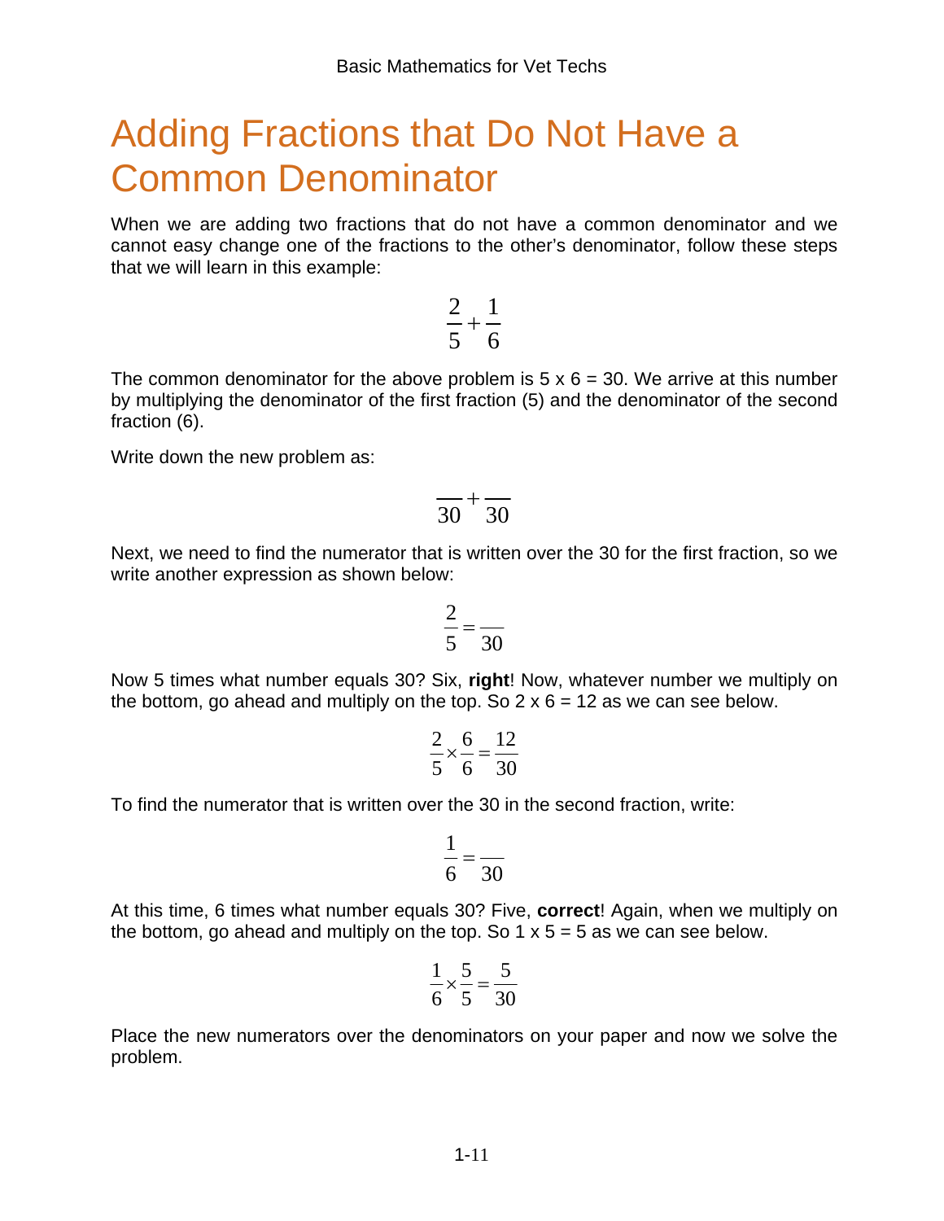# Adding Fractions that Do Not Have a Common Denominator

When we are adding two fractions that do not have a common denominator and we cannot easy change one of the fractions to the other's denominator, follow these steps that we will learn in this example:

$$\frac{2}{5}+\frac{1}{6}$$

The common denominator for the above problem is 5 x 6 = 30. We arrive at this number by multiplying the denominator of the first fraction (5) and the denominator of the second fraction (6).

Write down the new problem as:

$$\frac{\phantom{0}}{30}+\frac{\phantom{0}}{30}$$

Next, we need to find the numerator that is written over the 30 for the first fraction, so we write another expression as shown below:

$$\frac{2}{5}=\frac{\phantom{0}}{30}$$

Now 5 times what number equals 30? Six, **right**! Now, whatever number we multiply on the bottom, go ahead and multiply on the top. So 2 x 6 = 12 as we can see below.

$$\frac{2}{5}\times\frac{6}{6}=\frac{12}{30}$$

To find the numerator that is written over the 30 in the second fraction, write:

$$\frac{1}{6}=\frac{\phantom{0}}{30}$$

At this time, 6 times what number equals 30? Five, **correct**! Again, when we multiply on the bottom, go ahead and multiply on the top. So 1 x 5 = 5 as we can see below.

$$\frac{1}{6}\times\frac{5}{5}=\frac{5}{30}$$

Place the new numerators over the denominators on your paper and now we solve the problem.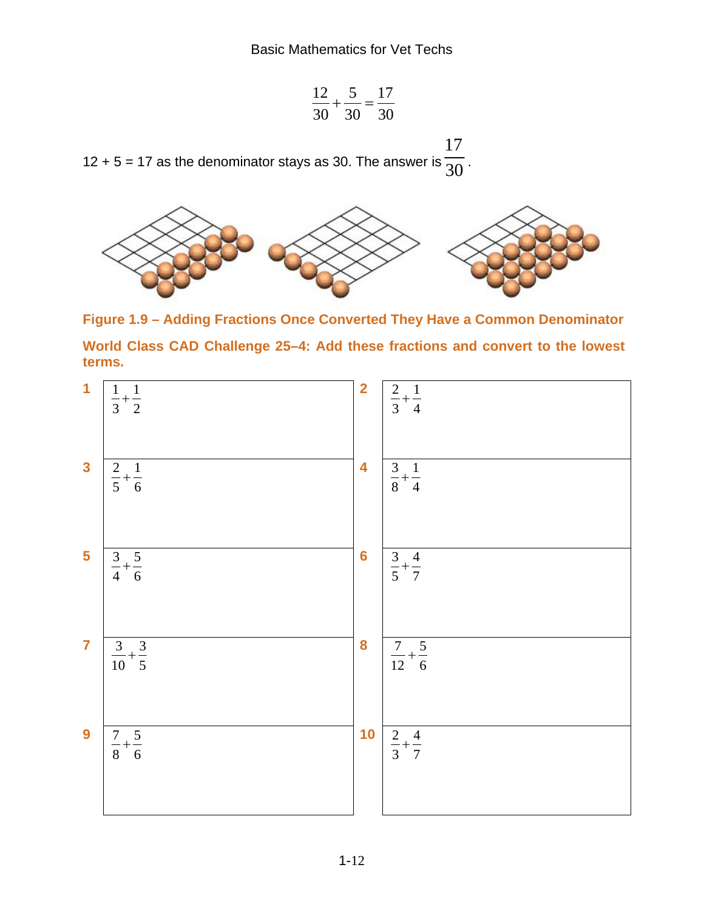$$\frac{12}{30} + \frac{5}{30} = \frac{17}{30}$$

12 + 5 = 17 as the denominator stays as 30. The answer is $\frac{17}{30}$.

**Figure 1.9 – Adding Fractions Once Converted They Have a Common Denominator**

**World Class CAD Challenge 25–4: Add these fractions and convert to the lowest terms.**

| | | | |
|---|---|---|---|
| **1** | $\frac{1}{3} + \frac{1}{2}$ | **2** | $\frac{2}{3} + \frac{1}{4}$ |
| **3** | $\frac{2}{5} + \frac{1}{6}$ | **4** | $\frac{3}{8} + \frac{1}{4}$ |
| **5** | $\frac{3}{4} + \frac{5}{6}$ | **6** | $\frac{3}{5} + \frac{4}{7}$ |
| **7** | $\frac{3}{10} + \frac{3}{5}$ | **8** | $\frac{7}{12} + \frac{5}{6}$ |
| **9** | $\frac{7}{8} + \frac{5}{6}$ | **10** | $\frac{2}{3} + \frac{4}{7}$ |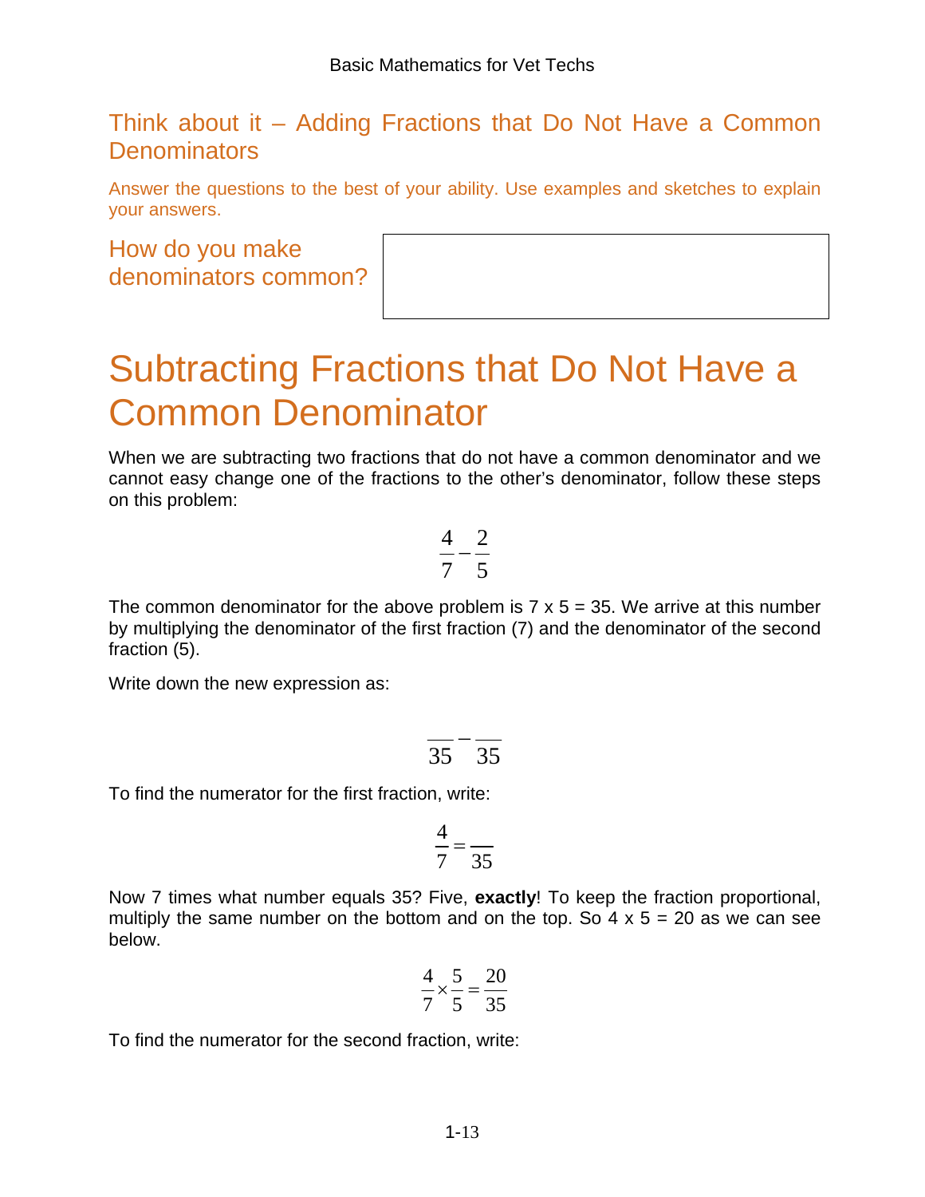## Think about it – Adding Fractions that Do Not Have a Common Denominators

Answer the questions to the best of your ability. Use examples and sketches to explain your answers.

| How do you make denominators common? | |
| --- | --- |

# Subtracting Fractions that Do Not Have a Common Denominator

When we are subtracting two fractions that do not have a common denominator and we cannot easy change one of the fractions to the other's denominator, follow these steps on this problem:

$$\frac{4}{7} - \frac{2}{5}$$

The common denominator for the above problem is 7 x 5 = 35. We arrive at this number by multiplying the denominator of the first fraction (7) and the denominator of the second fraction (5).

Write down the new expression as:

$$\frac{\quad}{35} - \frac{\quad}{35}$$

To find the numerator for the first fraction, write:

$$\frac{4}{7} = \frac{\quad}{35}$$

Now 7 times what number equals 35? Five, **exactly**! To keep the fraction proportional, multiply the same number on the bottom and on the top. So 4 x 5 = 20 as we can see below.

$$\frac{4}{7} \times \frac{5}{5} = \frac{20}{35}$$

To find the numerator for the second fraction, write: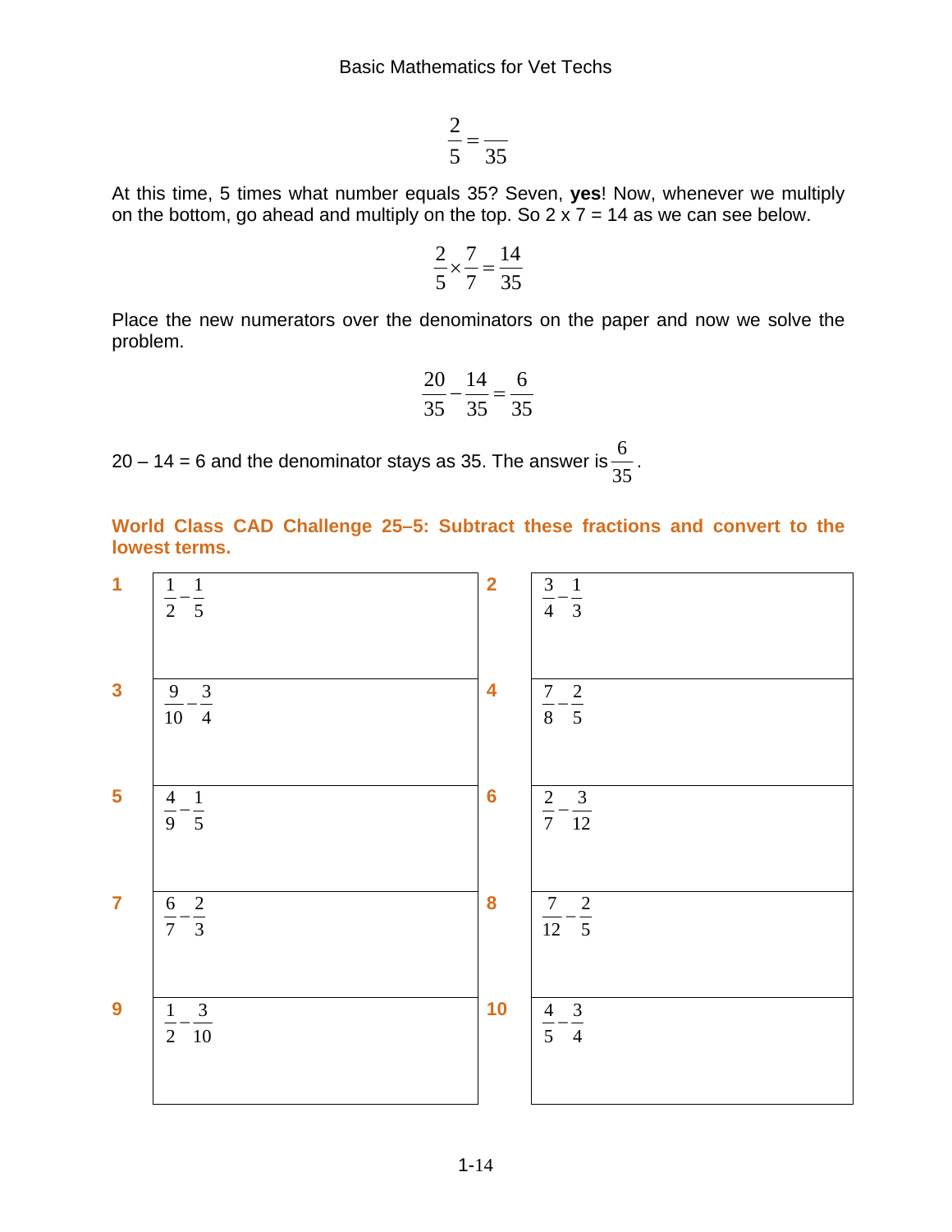$$\frac{2}{5} = \frac{\quad}{35}$$

At this time, 5 times what number equals 35? Seven, **yes**! Now, whenever we multiply on the bottom, go ahead and multiply on the top. So 2 x 7 = 14 as we can see below.

$$\frac{2}{5} \times \frac{7}{7} = \frac{14}{35}$$

Place the new numerators over the denominators on the paper and now we solve the problem.

$$\frac{20}{35} - \frac{14}{35} = \frac{6}{35}$$

20 – 14 = 6 and the denominator stays as 35. The answer is $\frac{6}{35}$.

**World Class CAD Challenge 25–5: Subtract these fractions and convert to the lowest terms.**

| | | | |
|---|---|---|---|
| **1** | $\frac{1}{2} - \frac{1}{5}$ | **2** | $\frac{3}{4} - \frac{1}{3}$ |
| **3** | $\frac{9}{10} - \frac{3}{4}$ | **4** | $\frac{7}{8} - \frac{2}{5}$ |
| **5** | $\frac{4}{9} - \frac{1}{5}$ | **6** | $\frac{2}{7} - \frac{3}{12}$ |
| **7** | $\frac{6}{7} - \frac{2}{3}$ | **8** | $\frac{7}{12} - \frac{2}{5}$ |
| **9** | $\frac{1}{2} - \frac{3}{10}$ | **10** | $\frac{4}{5} - \frac{3}{4}$ |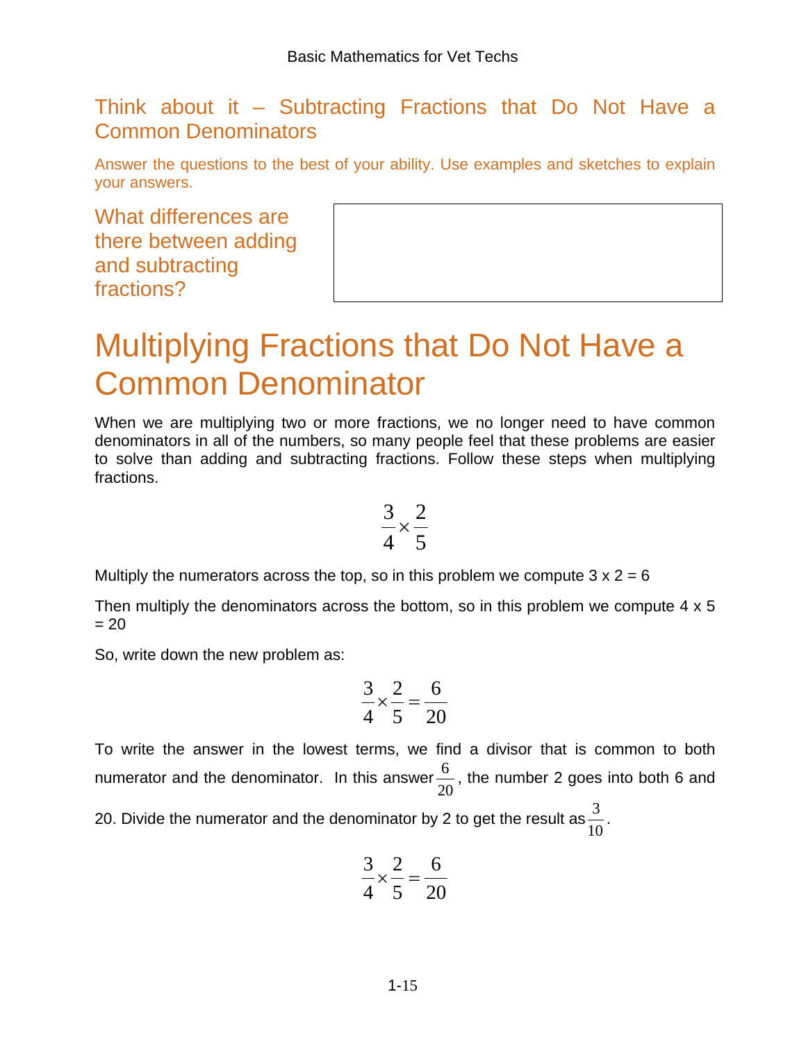## Think about it – Subtracting Fractions that Do Not Have a Common Denominators

Answer the questions to the best of your ability. Use examples and sketches to explain your answers.

| What differences are there between adding and subtracting fractions? | |
|---|---|

# Multiplying Fractions that Do Not Have a Common Denominator

When we are multiplying two or more fractions, we no longer need to have common denominators in all of the numbers, so many people feel that these problems are easier to solve than adding and subtracting fractions. Follow these steps when multiplying fractions.

$$\frac{3}{4} \times \frac{2}{5}$$

Multiply the numerators across the top, so in this problem we compute 3 x 2 = 6

Then multiply the denominators across the bottom, so in this problem we compute 4 x 5 = 20

So, write down the new problem as:

$$\frac{3}{4} \times \frac{2}{5} = \frac{6}{20}$$

To write the answer in the lowest terms, we find a divisor that is common to both numerator and the denominator. In this answer $\frac{6}{20}$, the number 2 goes into both 6 and 20. Divide the numerator and the denominator by 2 to get the result as $\frac{3}{10}$.

$$\frac{3}{4} \times \frac{2}{5} = \frac{6}{20}$$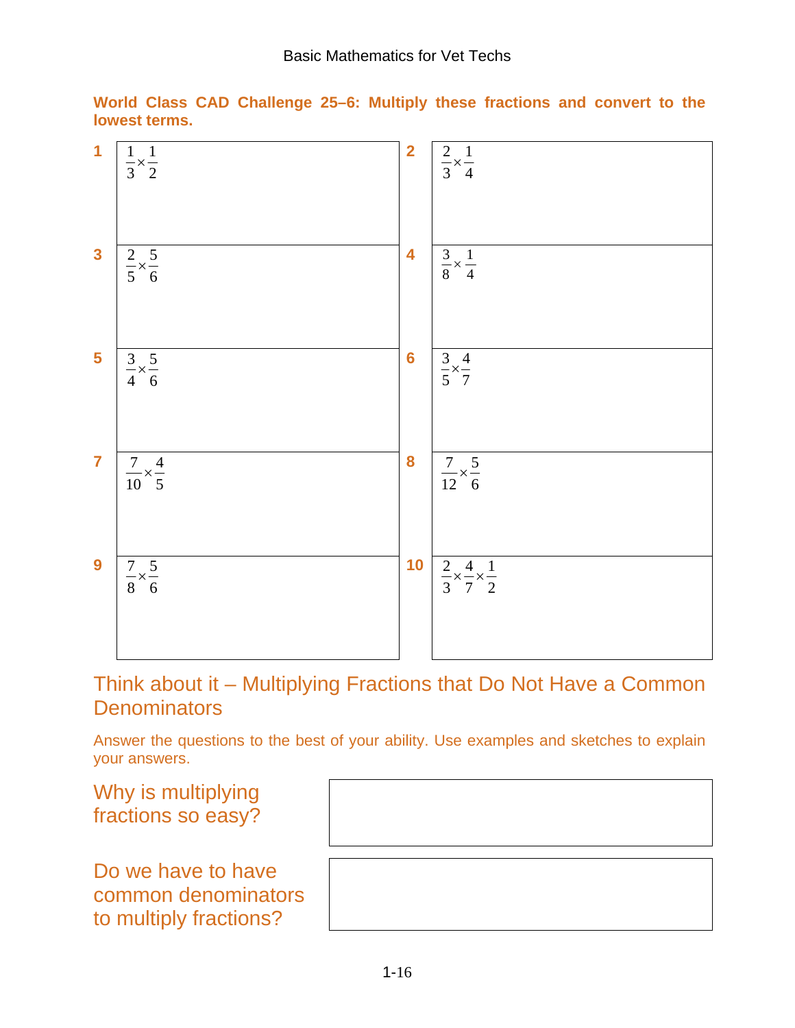**World Class CAD Challenge 25–6: Multiply these fractions and convert to the lowest terms.**

| | | | |
|---|---|---|---|
| **1** | $\frac{1}{3}\times\frac{1}{2}$ | **2** | $\frac{2}{3}\times\frac{1}{4}$ |
| **3** | $\frac{2}{5}\times\frac{5}{6}$ | **4** | $\frac{3}{8}\times\frac{1}{4}$ |
| **5** | $\frac{3}{4}\times\frac{5}{6}$ | **6** | $\frac{3}{5}\times\frac{4}{7}$ |
| **7** | $\frac{7}{10}\times\frac{4}{5}$ | **8** | $\frac{7}{12}\times\frac{5}{6}$ |
| **9** | $\frac{7}{8}\times\frac{5}{6}$ | **10** | $\frac{2}{3}\times\frac{4}{7}\times\frac{1}{2}$ |

## Think about it – Multiplying Fractions that Do Not Have a Common Denominators

Answer the questions to the best of your ability. Use examples and sketches to explain your answers.

| | |
|---|---|
| Why is multiplying fractions so easy? | |
| Do we have to have common denominators to multiply fractions? | |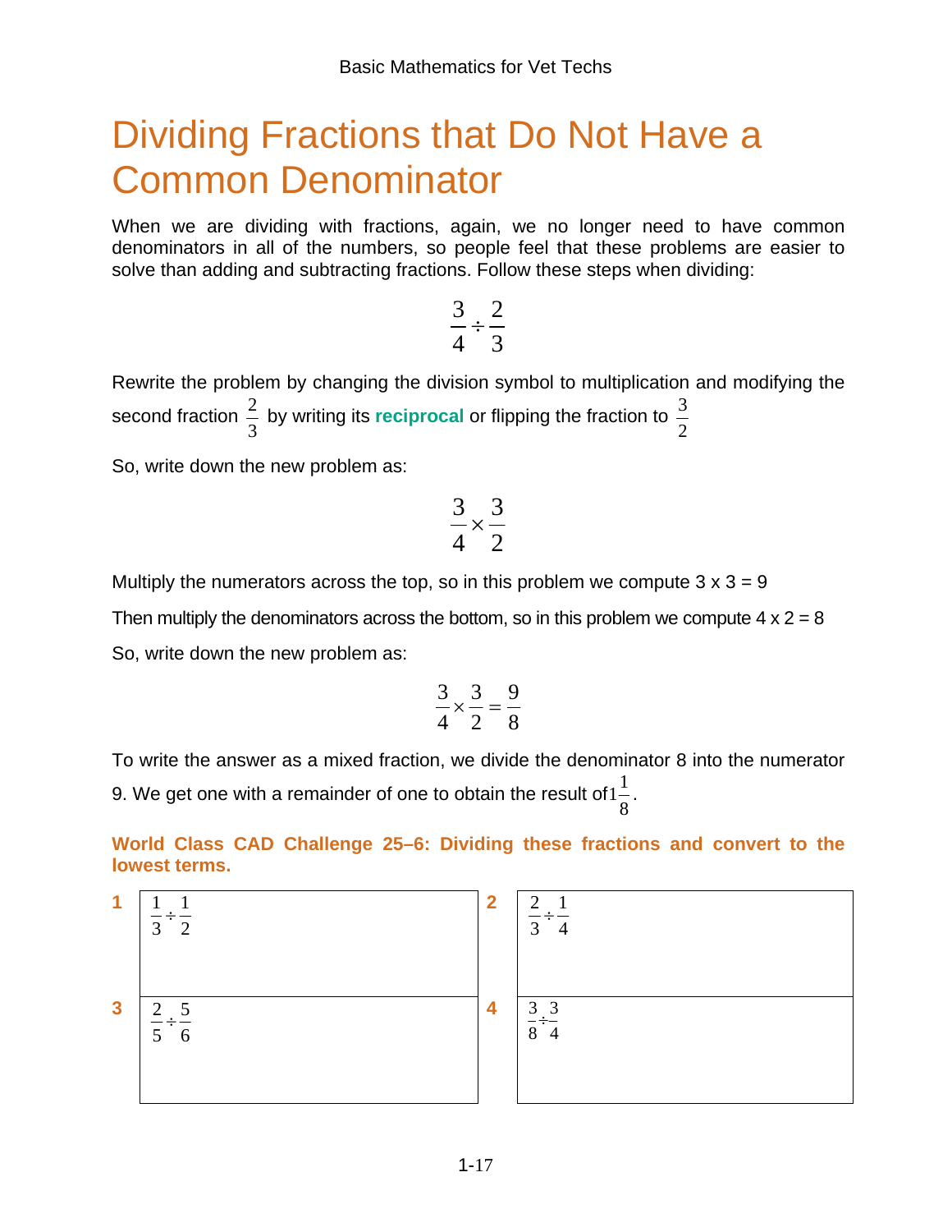# Dividing Fractions that Do Not Have a Common Denominator

When we are dividing with fractions, again, we no longer need to have common denominators in all of the numbers, so people feel that these problems are easier to solve than adding and subtracting fractions. Follow these steps when dividing:

$$\frac{3}{4} \div \frac{2}{3}$$

Rewrite the problem by changing the division symbol to multiplication and modifying the second fraction $\frac{2}{3}$ by writing its **reciprocal** or flipping the fraction to $\frac{3}{2}$

So, write down the new problem as:

$$\frac{3}{4} \times \frac{3}{2}$$

Multiply the numerators across the top, so in this problem we compute 3 x 3 = 9

Then multiply the denominators across the bottom, so in this problem we compute 4 x 2 = 8

So, write down the new problem as:

$$\frac{3}{4} \times \frac{3}{2} = \frac{9}{8}$$

To write the answer as a mixed fraction, we divide the denominator 8 into the numerator 9. We get one with a remainder of one to obtain the result of $1\frac{1}{8}$.

**World Class CAD Challenge 25–6: Dividing these fractions and convert to the lowest terms.**

| | | | |
|---|---|---|---|
| **1** | $\frac{1}{3} \div \frac{1}{2}$ | **2** | $\frac{2}{3} \div \frac{1}{4}$ |
| **3** | $\frac{2}{5} \div \frac{5}{6}$ | **4** | $\frac{3}{8} \div \frac{3}{4}$ |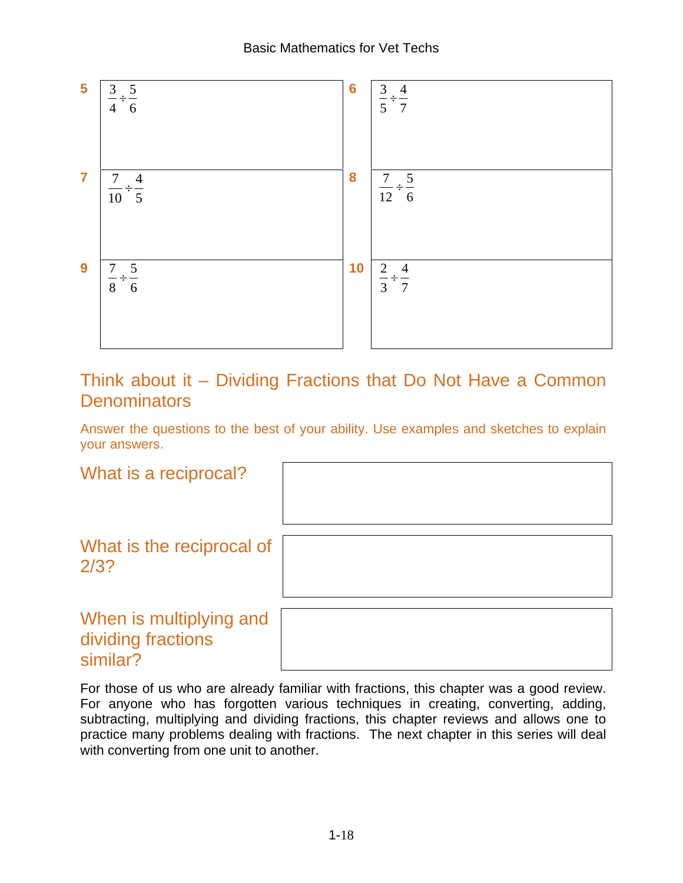| | | | |
|---|---|---|---|
| **5** | $\frac{3}{4} \div \frac{5}{6}$ | **6** | $\frac{3}{5} \div \frac{4}{7}$ |
| **7** | $\frac{7}{10} \div \frac{4}{5}$ | **8** | $\frac{7}{12} \div \frac{5}{6}$ |
| **9** | $\frac{7}{8} \div \frac{5}{6}$ | **10** | $\frac{2}{3} \div \frac{4}{7}$ |

## Think about it – Dividing Fractions that Do Not Have a Common Denominators

Answer the questions to the best of your ability. Use examples and sketches to explain your answers.

| | |
|---|---|
| What is a reciprocal? | |
| What is the reciprocal of 2/3? | |
| When is multiplying and dividing fractions similar? | |

For those of us who are already familiar with fractions, this chapter was a good review. For anyone who has forgotten various techniques in creating, converting, adding, subtracting, multiplying and dividing fractions, this chapter reviews and allows one to practice many problems dealing with fractions. The next chapter in this series will deal with converting from one unit to another.